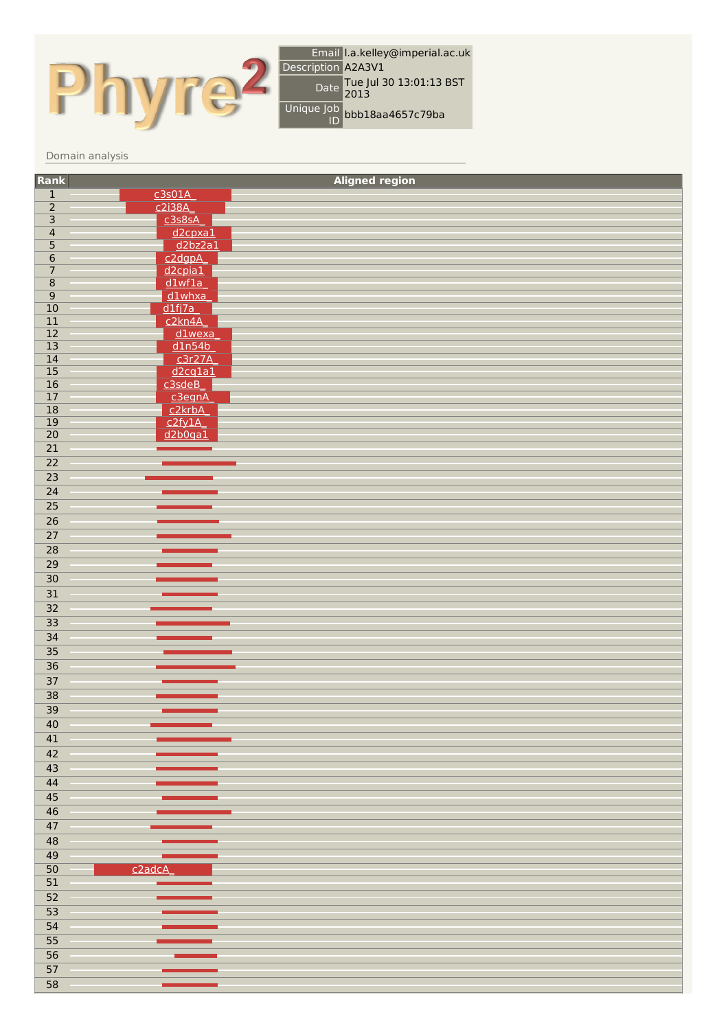# Phyre²

| | |
|---|---|
| Email | l.a.kelley@imperial.ac.uk |
| Description | A2A3V1 |
| Date | Tue Jul 30 13:01:13 BST 2013 |
| Unique Job ID | bbb18aa4657c79ba |

## Domain analysis

| Rank | Aligned region |
|---|---|
| 1 | c3s01A_ |
| 2 | c2i38A_ |
| 3 | c3s8sA_ |
| 4 | d2cpxa1 |
| 5 | d2bz2a1 |
| 6 | c2dgpA_ |
| 7 | d2cpia1 |
| 8 | d1wf1a_ |
| 9 | d1whxa_ |
| 10 | d1fj7a_ |
| 11 | c2kn4A_ |
| 12 | d1wexa_ |
| 13 | d1n54b_ |
| 14 | c3r27A_ |
| 15 | d2cq1a1 |
| 16 | c3sdeB_ |
| 17 | c3egnA_ |
| 18 | c2krbA_ |
| 19 | c2fy1A_ |
| 20 | d2b0ga1 |
| 21 | |
| 22 | |
| 23 | |
| 24 | |
| 25 | |
| 26 | |
| 27 | |
| 28 | |
| 29 | |
| 30 | |
| 31 | |
| 32 | |
| 33 | |
| 34 | |
| 35 | |
| 36 | |
| 37 | |
| 38 | |
| 39 | |
| 40 | |
| 41 | |
| 42 | |
| 43 | |
| 44 | |
| 45 | |
| 46 | |
| 47 | |
| 48 | |
| 49 | |
| 50 | c2adcA_ |
| 51 | |
| 52 | |
| 53 | |
| 54 | |
| 55 | |
| 56 | |
| 57 | |
| 58 | |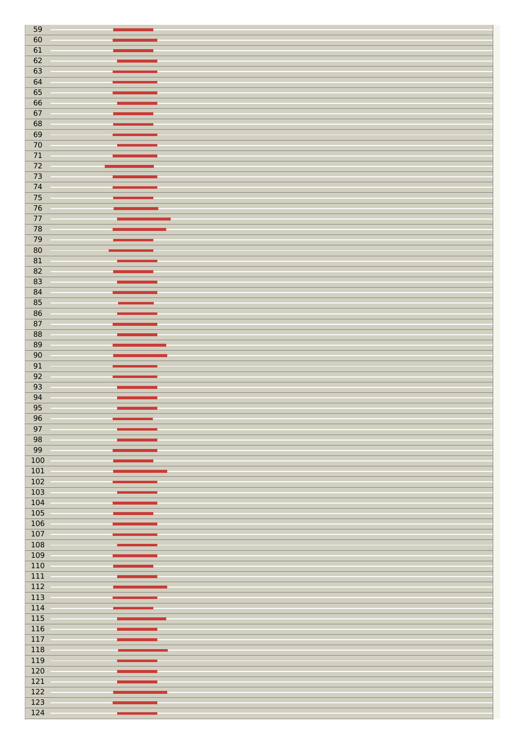59
60
61
62
63
64
65
66
67
68
69
70
71
72
73
74
75
76
77
78
79
80
81
82
83
84
85
86
87
88
89
90
91
92
93
94
95
96
97
98
99
100
101
102
103
104
105
106
107
108
109
110
111
112
113
114
115
116
117
118
119
120
121
122
123
124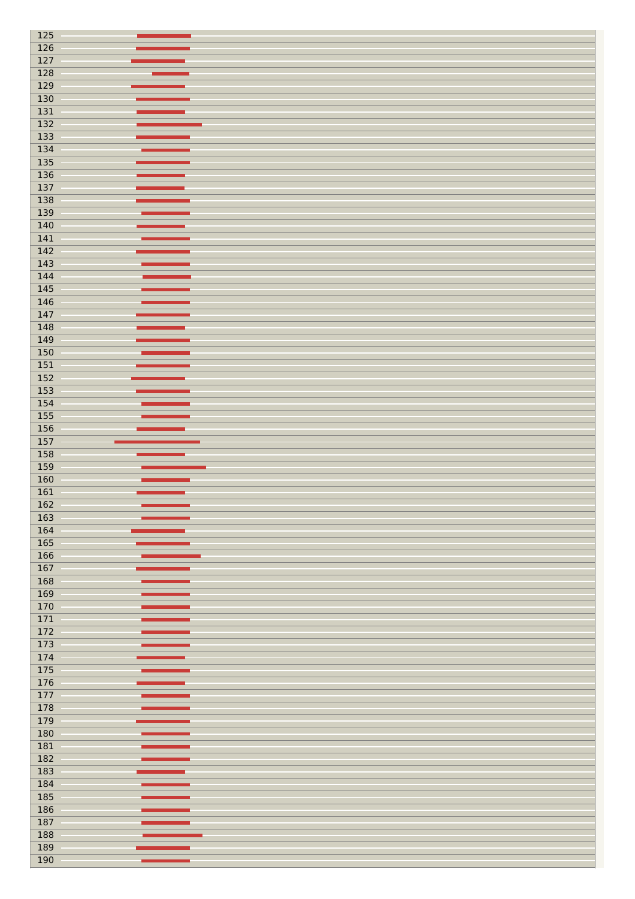125
126
127
128
129
130
131
132
133
134
135
136
137
138
139
140
141
142
143
144
145
146
147
148
149
150
151
152
153
154
155
156
157
158
159
160
161
162
163
164
165
166
167
168
169
170
171
172
173
174
175
176
177
178
179
180
181
182
183
184
185
186
187
188
189
190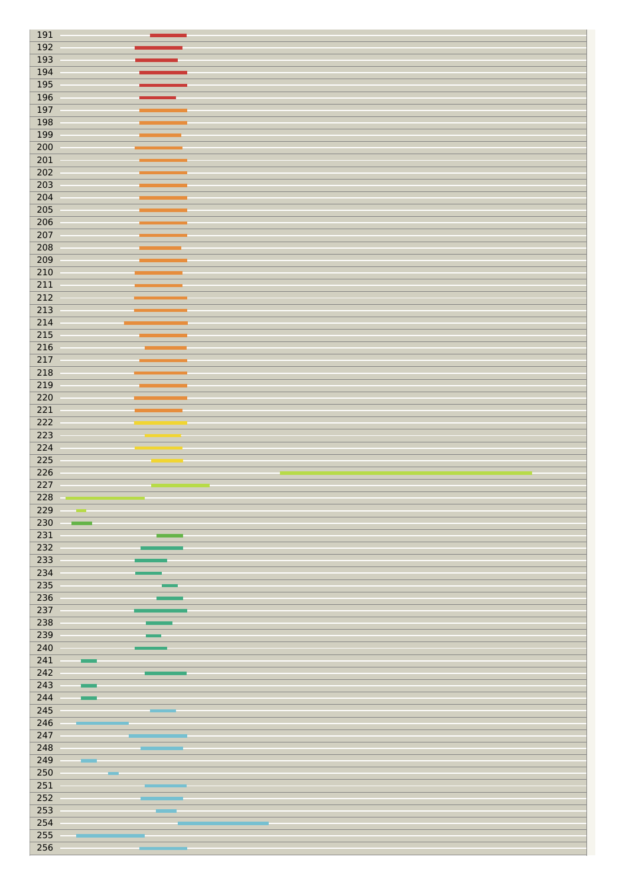191
192
193
194
195
196
197
198
199
200
201
202
203
204
205
206
207
208
209
210
211
212
213
214
215
216
217
218
219
220
221
222
223
224
225
226
227
228
229
230
231
232
233
234
235
236
237
238
239
240
241
242
243
244
245
246
247
248
249
250
251
252
253
254
255
256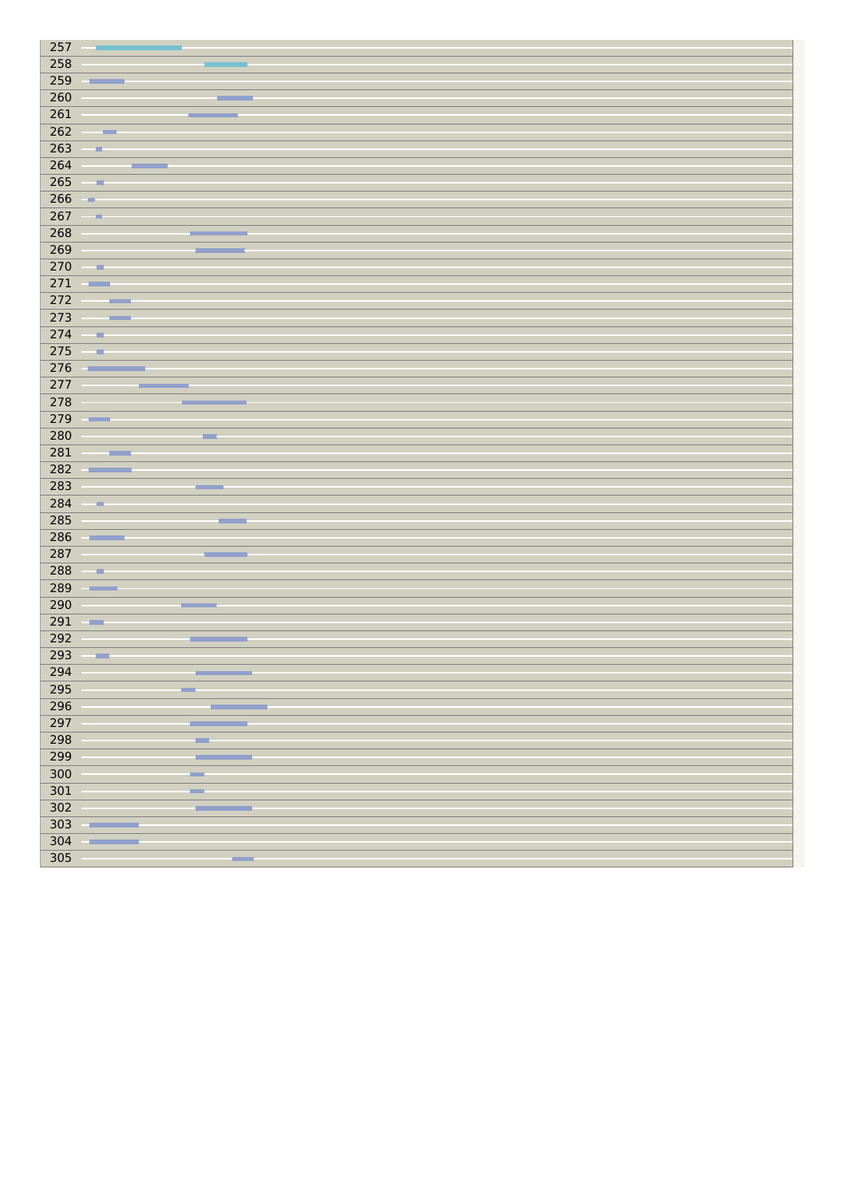257
258
259
260
261
262
263
264
265
266
267
268
269
270
271
272
273
274
275
276
277
278
279
280
281
282
283
284
285
286
287
288
289
290
291
292
293
294
295
296
297
298
299
300
301
302
303
304
305